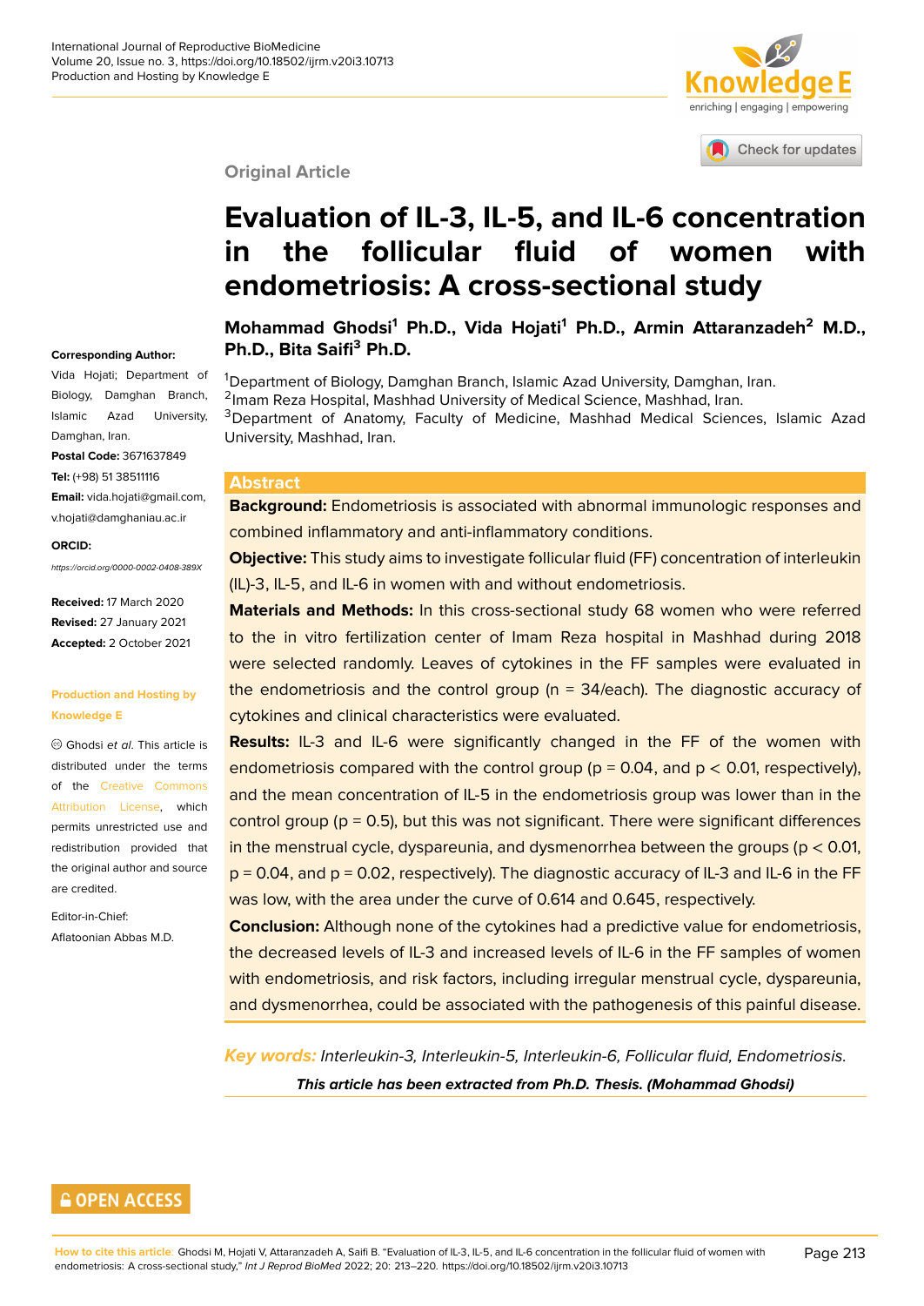Original Article

# Evaluation of IL-3, IL-5, and IL-6 concentration in the follicular fluid of women with endometriosis: A cross-sectional study

**Mohammad Ghodsi[1] Ph.D., Vida Hojati[1] Ph.D., Armin Attaranzadeh[2] M.D., Ph.D., Bita Saifi[3] Ph.D.**

[1]Department of Biology, Damghan Branch, Islamic Azad University, Damghan, Iran.
[2]Imam Reza Hospital, Mashhad University of Medical Science, Mashhad, Iran.
[3]Department of Anatomy, Faculty of Medicine, Mashhad Medical Sciences, Islamic Azad University, Mashhad, Iran.

**Corresponding Author:**
Vida Hojati; Department of Biology, Damghan Branch, Islamic Azad University, Damghan, Iran.
**Postal Code:** 3671637849
**Tel:** (+98) 51 38511116
**Email:** vida.hojati@gmail.com, v.hojati@damghaniau.ac.ir

**ORCID:**
https://orcid.org/0000-0002-0408-389X

**Received:** 17 March 2020
**Revised:** 27 January 2021
**Accepted:** 2 October 2021

**Production and Hosting by Knowledge E**

© Ghodsi *et al*. This article is distributed under the terms of the Creative Commons Attribution License, which permits unrestricted use and redistribution provided that the original author and source are credited.

Editor-in-Chief:
Aflatoonian Abbas M.D.

## Abstract

**Background:** Endometriosis is associated with abnormal immunologic responses and combined inflammatory and anti-inflammatory conditions.

**Objective:** This study aims to investigate follicular fluid (FF) concentration of interleukin (IL)-3, IL-5, and IL-6 in women with and without endometriosis.

**Materials and Methods:** In this cross-sectional study 68 women who were referred to the in vitro fertilization center of Imam Reza hospital in Mashhad during 2018 were selected randomly. Leaves of cytokines in the FF samples were evaluated in the endometriosis and the control group (n = 34/each). The diagnostic accuracy of cytokines and clinical characteristics were evaluated.

**Results:** IL-3 and IL-6 were significantly changed in the FF of the women with endometriosis compared with the control group ($p = 0.04$, and $p < 0.01$, respectively), and the mean concentration of IL-5 in the endometriosis group was lower than in the control group ($p = 0.5$), but this was not significant. There were significant differences in the menstrual cycle, dyspareunia, and dysmenorrhea between the groups ($p < 0.01$, $p = 0.04$, and $p = 0.02$, respectively). The diagnostic accuracy of IL-3 and IL-6 in the FF was low, with the area under the curve of 0.614 and 0.645, respectively.

**Conclusion:** Although none of the cytokines had a predictive value for endometriosis, the decreased levels of IL-3 and increased levels of IL-6 in the FF samples of women with endometriosis, and risk factors, including irregular menstrual cycle, dyspareunia, and dysmenorrhea, could be associated with the pathogenesis of this painful disease.

**Key words:** *Interleukin-3, Interleukin-5, Interleukin-6, Follicular fluid, Endometriosis.*

***This article has been extracted from Ph.D. Thesis. (Mohammad Ghodsi)***

**How to cite this article:** Ghodsi M, Hojati V, Attaranzadeh A, Saifi B. "Evaluation of IL-3, IL-5, and IL-6 concentration in the follicular fluid of women with endometriosis: A cross-sectional study," *Int J Reprod BioMed* 2022; 20: 213–220. https://doi.org/10.18502/ijrm.v20i3.10713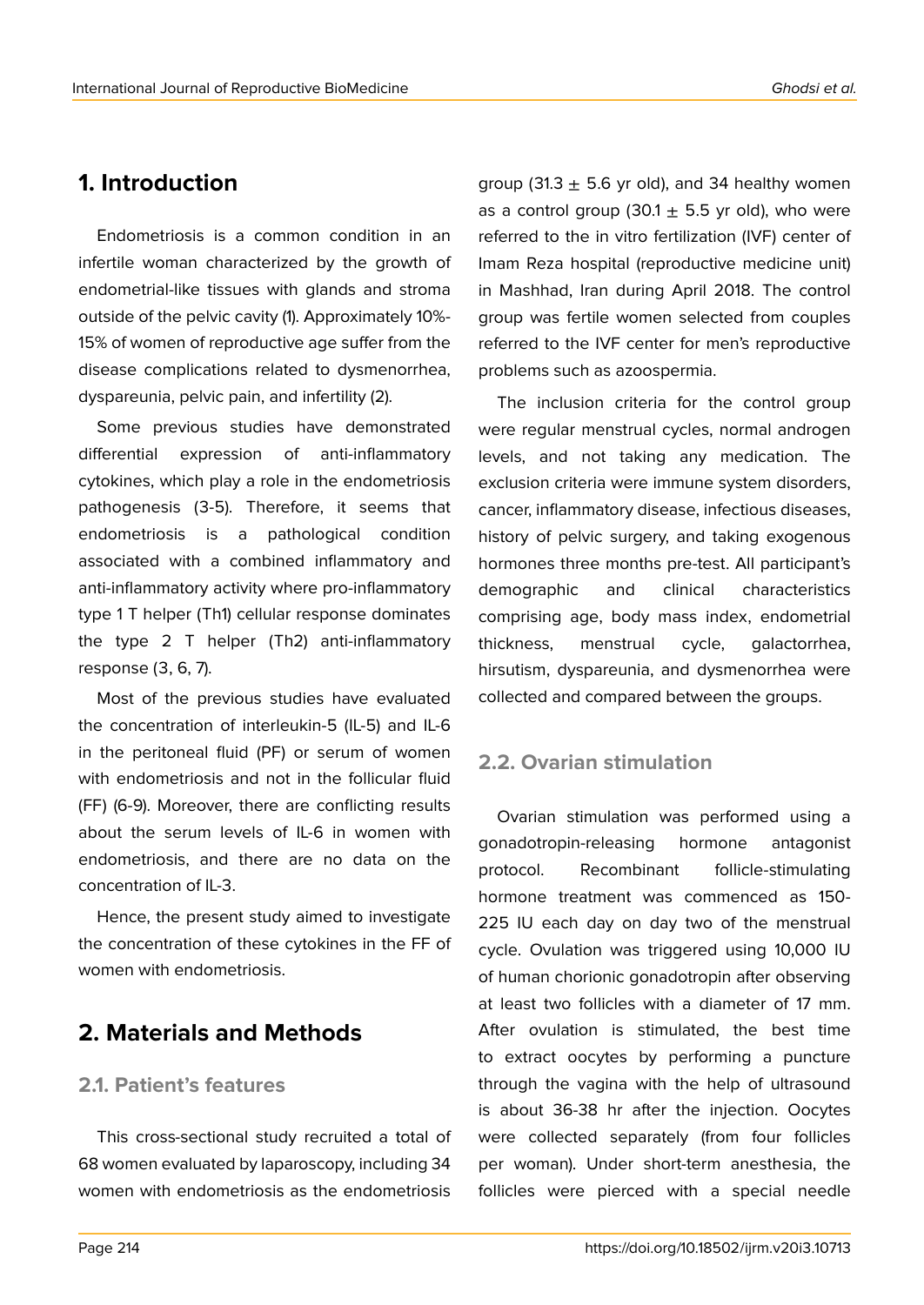## 1. Introduction

Endometriosis is a common condition in an infertile woman characterized by the growth of endometrial-like tissues with glands and stroma outside of the pelvic cavity (1). Approximately 10%-15% of women of reproductive age suffer from the disease complications related to dysmenorrhea, dyspareunia, pelvic pain, and infertility (2).

Some previous studies have demonstrated differential expression of anti-inflammatory cytokines, which play a role in the endometriosis pathogenesis (3-5). Therefore, it seems that endometriosis is a pathological condition associated with a combined inflammatory and anti-inflammatory activity where pro-inflammatory type 1 T helper (Th1) cellular response dominates the type 2 T helper (Th2) anti-inflammatory response (3, 6, 7).

Most of the previous studies have evaluated the concentration of interleukin-5 (IL-5) and IL-6 in the peritoneal fluid (PF) or serum of women with endometriosis and not in the follicular fluid (FF) (6-9). Moreover, there are conflicting results about the serum levels of IL-6 in women with endometriosis, and there are no data on the concentration of IL-3.

Hence, the present study aimed to investigate the concentration of these cytokines in the FF of women with endometriosis.

## 2. Materials and Methods

### 2.1. Patient's features

This cross-sectional study recruited a total of 68 women evaluated by laparoscopy, including 34 women with endometriosis as the endometriosis group (31.3 $\pm$ 5.6 yr old), and 34 healthy women as a control group (30.1 $\pm$ 5.5 yr old), who were referred to the in vitro fertilization (IVF) center of Imam Reza hospital (reproductive medicine unit) in Mashhad, Iran during April 2018. The control group was fertile women selected from couples referred to the IVF center for men's reproductive problems such as azoospermia.

The inclusion criteria for the control group were regular menstrual cycles, normal androgen levels, and not taking any medication. The exclusion criteria were immune system disorders, cancer, inflammatory disease, infectious diseases, history of pelvic surgery, and taking exogenous hormones three months pre-test. All participant's demographic and clinical characteristics comprising age, body mass index, endometrial thickness, menstrual cycle, galactorrhea, hirsutism, dyspareunia, and dysmenorrhea were collected and compared between the groups.

### 2.2. Ovarian stimulation

Ovarian stimulation was performed using a gonadotropin-releasing hormone antagonist protocol. Recombinant follicle-stimulating hormone treatment was commenced as 150-225 IU each day on day two of the menstrual cycle. Ovulation was triggered using 10,000 IU of human chorionic gonadotropin after observing at least two follicles with a diameter of 17 mm. After ovulation is stimulated, the best time to extract oocytes by performing a puncture through the vagina with the help of ultrasound is about 36-38 hr after the injection. Oocytes were collected separately (from four follicles per woman). Under short-term anesthesia, the follicles were pierced with a special needle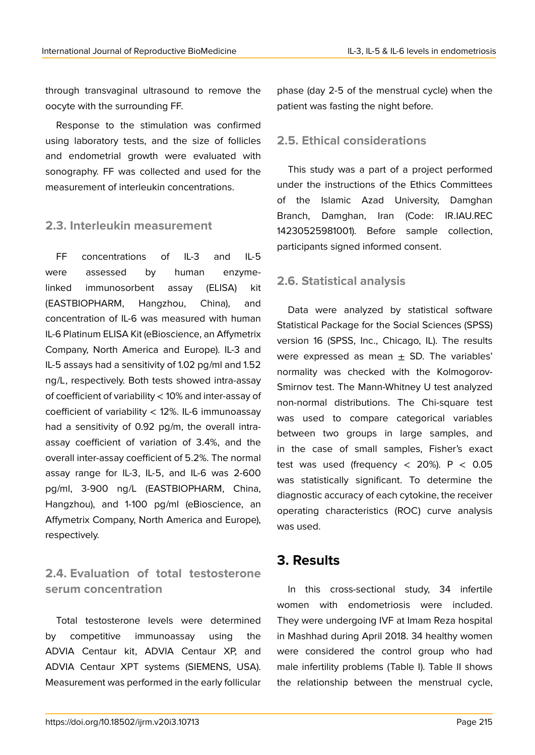through transvaginal ultrasound to remove the oocyte with the surrounding FF.

Response to the stimulation was confirmed using laboratory tests, and the size of follicles and endometrial growth were evaluated with sonography. FF was collected and used for the measurement of interleukin concentrations.

### 2.3. Interleukin measurement

FF concentrations of IL-3 and IL-5 were assessed by human enzyme-linked immunosorbent assay (ELISA) kit (EASTBIOPHARM, Hangzhou, China), and concentration of IL-6 was measured with human IL-6 Platinum ELISA Kit (eBioscience, an Affymetrix Company, North America and Europe). IL-3 and IL-5 assays had a sensitivity of 1.02 pg/ml and 1.52 ng/L, respectively. Both tests showed intra-assay of coefficient of variability < 10% and inter-assay of coefficient of variability < 12%. IL-6 immunoassay had a sensitivity of 0.92 pg/m, the overall intra-assay coefficient of variation of 3.4%, and the overall inter-assay coefficient of 5.2%. The normal assay range for IL-3, IL-5, and IL-6 was 2-600 pg/ml, 3-900 ng/L (EASTBIOPHARM, China, Hangzhou), and 1-100 pg/ml (eBioscience, an Affymetrix Company, North America and Europe), respectively.

### 2.4. Evaluation of total testosterone serum concentration

Total testosterone levels were determined by competitive immunoassay using the ADVIA Centaur kit, ADVIA Centaur XP, and ADVIA Centaur XPT systems (SIEMENS, USA). Measurement was performed in the early follicular phase (day 2-5 of the menstrual cycle) when the patient was fasting the night before.

### 2.5. Ethical considerations

This study was a part of a project performed under the instructions of the Ethics Committees of the Islamic Azad University, Damghan Branch, Damghan, Iran (Code: IR.IAU.REC 14230525981001). Before sample collection, participants signed informed consent.

### 2.6. Statistical analysis

Data were analyzed by statistical software Statistical Package for the Social Sciences (SPSS) version 16 (SPSS, Inc., Chicago, IL). The results were expressed as mean ± SD. The variables' normality was checked with the Kolmogorov-Smirnov test. The Mann-Whitney U test analyzed non-normal distributions. The Chi-square test was used to compare categorical variables between two groups in large samples, and in the case of small samples, Fisher's exact test was used (frequency < 20%). $P < 0.05$ was statistically significant. To determine the diagnostic accuracy of each cytokine, the receiver operating characteristics (ROC) curve analysis was used.

## 3. Results

In this cross-sectional study, 34 infertile women with endometriosis were included. They were undergoing IVF at Imam Reza hospital in Mashhad during April 2018. 34 healthy women were considered the control group who had male infertility problems (Table I). Table II shows the relationship between the menstrual cycle,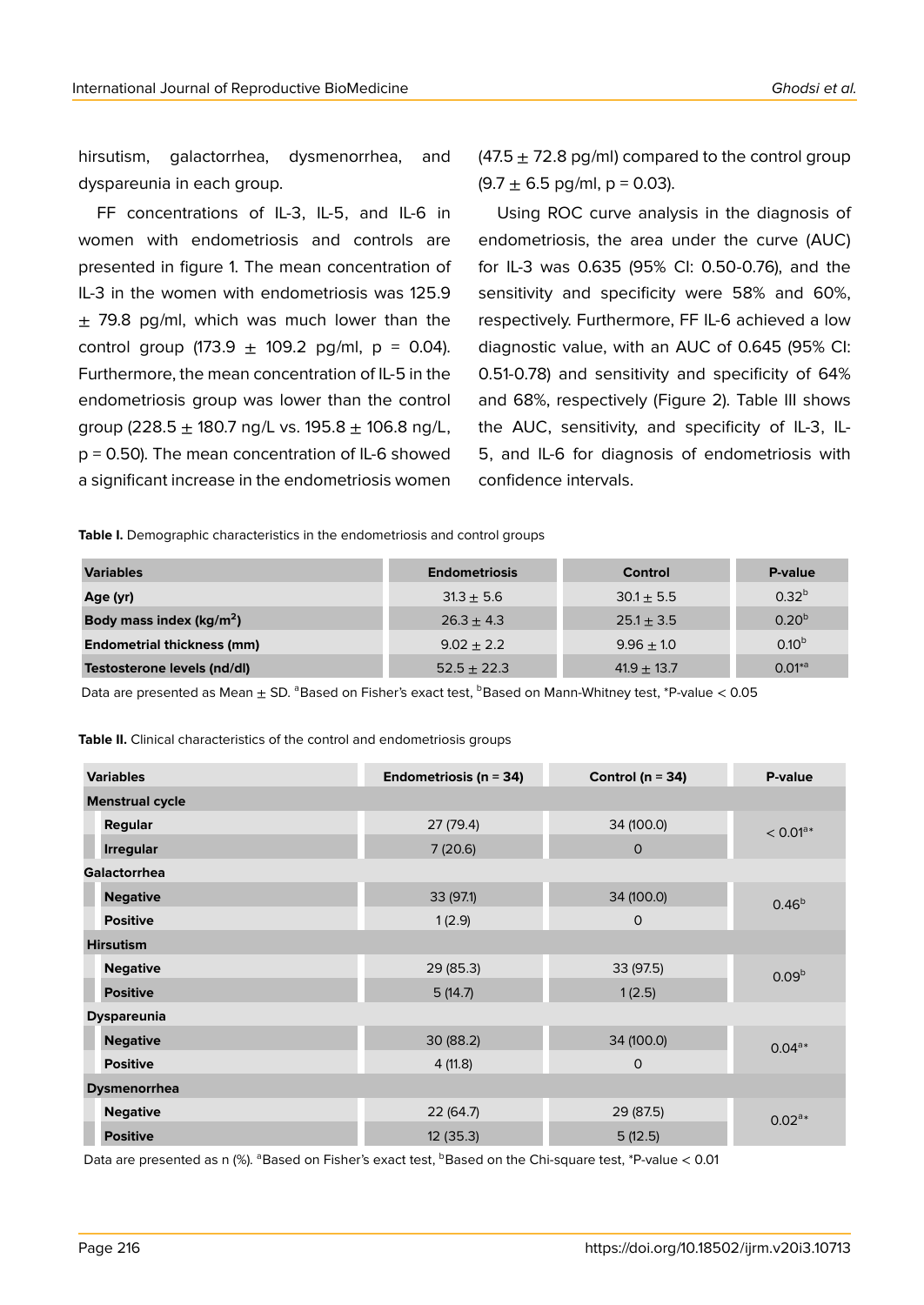hirsutism, galactorrhea, dysmenorrhea, and dyspareunia in each group.

FF concentrations of IL-3, IL-5, and IL-6 in women with endometriosis and controls are presented in figure 1. The mean concentration of IL-3 in the women with endometriosis was 125.9 ± 79.8 pg/ml, which was much lower than the control group (173.9 ± 109.2 pg/ml, p = 0.04). Furthermore, the mean concentration of IL-5 in the endometriosis group was lower than the control group (228.5 ± 180.7 ng/L vs. 195.8 ± 106.8 ng/L, p = 0.50). The mean concentration of IL-6 showed a significant increase in the endometriosis women (47.5 ± 72.8 pg/ml) compared to the control group (9.7 ± 6.5 pg/ml, p = 0.03).

Using ROC curve analysis in the diagnosis of endometriosis, the area under the curve (AUC) for IL-3 was 0.635 (95% CI: 0.50-0.76), and the sensitivity and specificity were 58% and 60%, respectively. Furthermore, FF IL-6 achieved a low diagnostic value, with an AUC of 0.645 (95% CI: 0.51-0.78) and sensitivity and specificity of 64% and 68%, respectively (Figure 2). Table III shows the AUC, sensitivity, and specificity of IL-3, IL-5, and IL-6 for diagnosis of endometriosis with confidence intervals.

**Table I.** Demographic characteristics in the endometriosis and control groups

| Variables | Endometriosis | Control | P-value |
|---|---|---|---|
| **Age (yr)** | 31.3 ± 5.6 | 30.1 ± 5.5 | 0.32[b] |
| **Body mass index (kg/m$^2$)** | 26.3 ± 4.3 | 25.1 ± 3.5 | 0.20[b] |
| **Endometrial thickness (mm)** | 9.02 ± 2.2 | 9.96 ± 1.0 | 0.10[b] |
| **Testosterone levels (nd/dl)** | 52.5 ± 22.3 | 41.9 ± 13.7 | 0.01*[a] |

Data are presented as Mean ± SD. [a]Based on Fisher's exact test, [b]Based on Mann-Whitney test, *P-value < 0.05

**Table II.** Clinical characteristics of the control and endometriosis groups

| Variables | Endometriosis (n = 34) | Control (n = 34) | P-value |
|---|---|---|---|
| **Menstrual cycle** | | | |
| **Regular** | 27 (79.4) | 34 (100.0) | < 0.01[a]* |
| **Irregular** | 7 (20.6) | 0 | |
| **Galactorrhea** | | | |
| **Negative** | 33 (97.1) | 34 (100.0) | 0.46[b] |
| **Positive** | 1 (2.9) | 0 | |
| **Hirsutism** | | | |
| **Negative** | 29 (85.3) | 33 (97.5) | 0.09[b] |
| **Positive** | 5 (14.7) | 1 (2.5) | |
| **Dyspareunia** | | | |
| **Negative** | 30 (88.2) | 34 (100.0) | 0.04[a]* |
| **Positive** | 4 (11.8) | 0 | |
| **Dysmenorrhea** | | | |
| **Negative** | 22 (64.7) | 29 (87.5) | 0.02[a]* |
| **Positive** | 12 (35.3) | 5 (12.5) | |

Data are presented as n (%). [a]Based on Fisher's exact test, [b]Based on the Chi-square test, *P-value < 0.01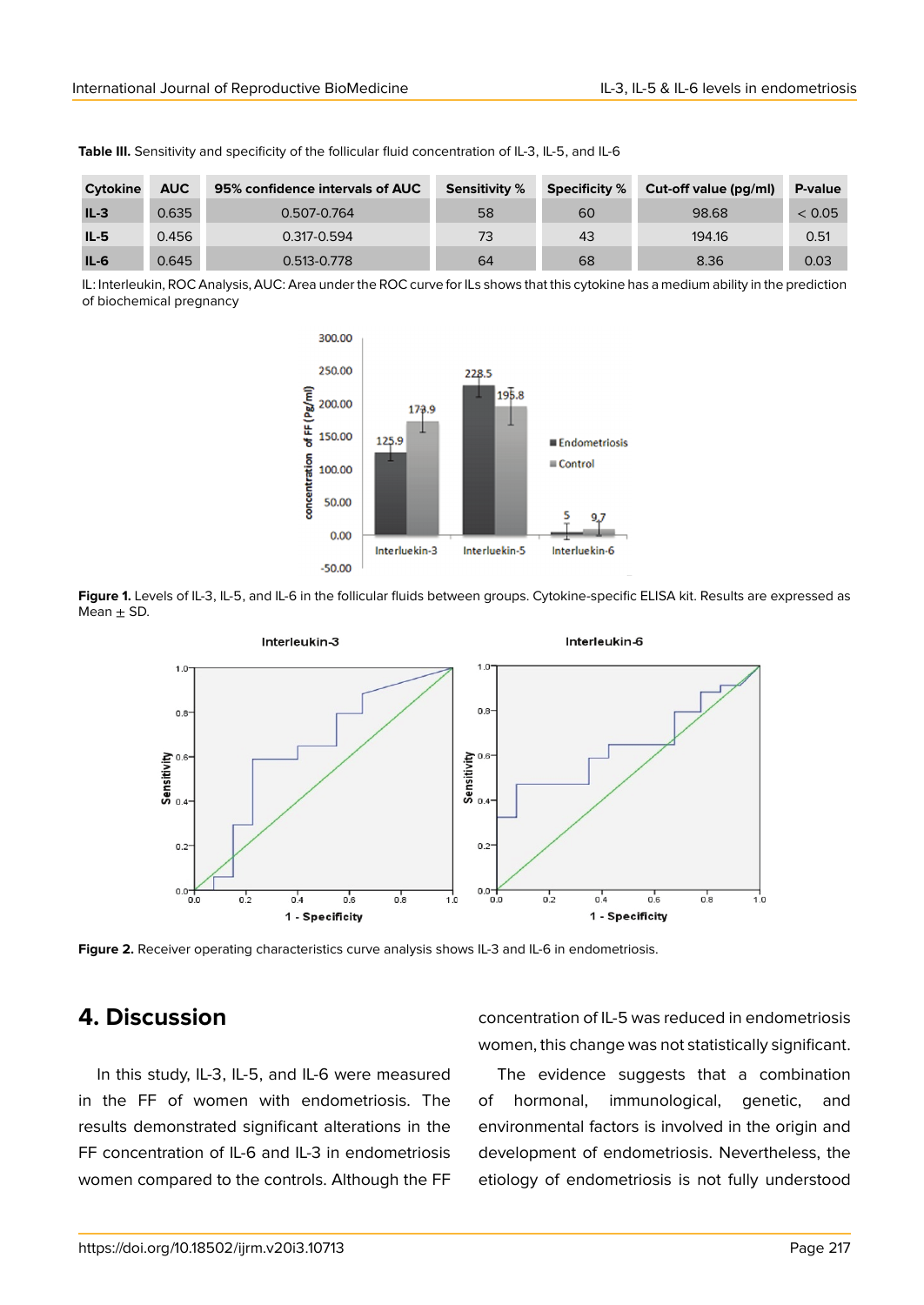**Table III.** Sensitivity and specificity of the follicular fluid concentration of IL-3, IL-5, and IL-6

| Cytokine | AUC | 95% confidence intervals of AUC | Sensitivity % | Specificity % | Cut-off value (pg/ml) | P-value |
|---|---|---|---|---|---|---|
| IL-3 | 0.635 | 0.507-0.764 | 58 | 60 | 98.68 | < 0.05 |
| IL-5 | 0.456 | 0.317-0.594 | 73 | 43 | 194.16 | 0.51 |
| IL-6 | 0.645 | 0.513-0.778 | 64 | 68 | 8.36 | 0.03 |

IL: Interleukin, ROC Analysis, AUC: Area under the ROC curve for ILs shows that this cytokine has a medium ability in the prediction of biochemical pregnancy

**Figure 1.** Levels of IL-3, IL-5, and IL-6 in the follicular fluids between groups. Cytokine-specific ELISA kit. Results are expressed as Mean ± SD.

**Figure 2.** Receiver operating characteristics curve analysis shows IL-3 and IL-6 in endometriosis.

## 4. Discussion

In this study, IL-3, IL-5, and IL-6 were measured in the FF of women with endometriosis. The results demonstrated significant alterations in the FF concentration of IL-6 and IL-3 in endometriosis women compared to the controls. Although the FF concentration of IL-5 was reduced in endometriosis women, this change was not statistically significant.

The evidence suggests that a combination of hormonal, immunological, genetic, and environmental factors is involved in the origin and development of endometriosis. Nevertheless, the etiology of endometriosis is not fully understood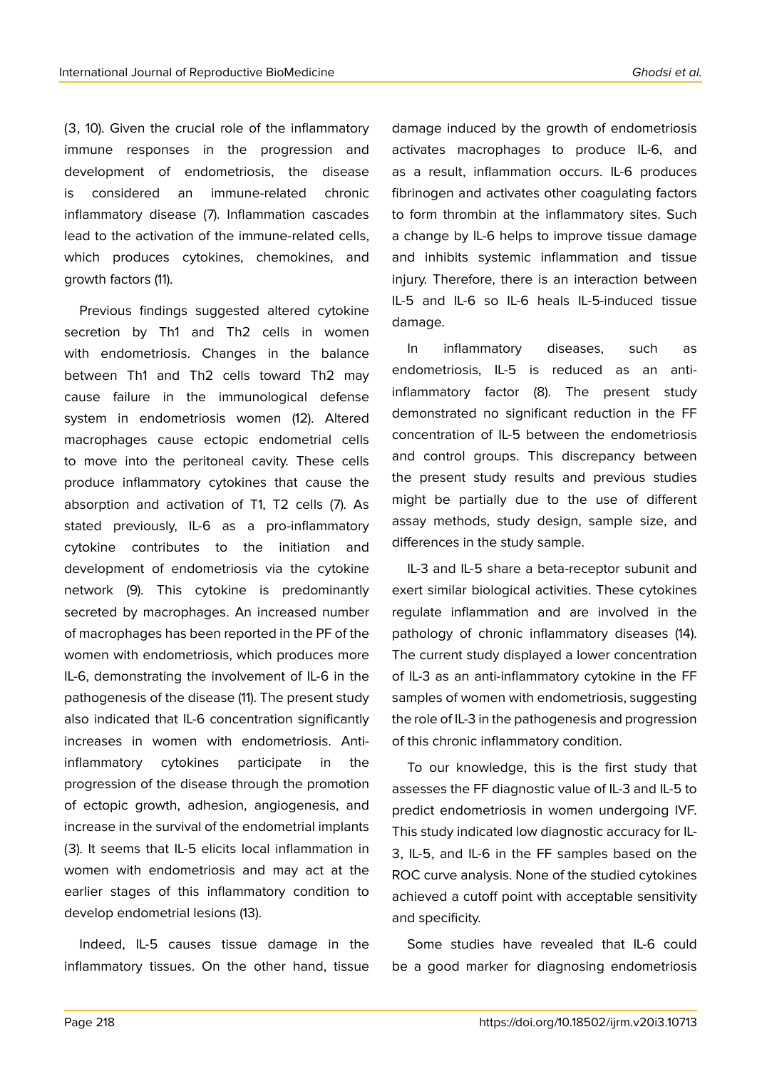(3, 10). Given the crucial role of the inflammatory immune responses in the progression and development of endometriosis, the disease is considered an immune-related chronic inflammatory disease (7). Inflammation cascades lead to the activation of the immune-related cells, which produces cytokines, chemokines, and growth factors (11).

Previous findings suggested altered cytokine secretion by Th1 and Th2 cells in women with endometriosis. Changes in the balance between Th1 and Th2 cells toward Th2 may cause failure in the immunological defense system in endometriosis women (12). Altered macrophages cause ectopic endometrial cells to move into the peritoneal cavity. These cells produce inflammatory cytokines that cause the absorption and activation of T1, T2 cells (7). As stated previously, IL-6 as a pro-inflammatory cytokine contributes to the initiation and development of endometriosis via the cytokine network (9). This cytokine is predominantly secreted by macrophages. An increased number of macrophages has been reported in the PF of the women with endometriosis, which produces more IL-6, demonstrating the involvement of IL-6 in the pathogenesis of the disease (11). The present study also indicated that IL-6 concentration significantly increases in women with endometriosis. Anti-inflammatory cytokines participate in the progression of the disease through the promotion of ectopic growth, adhesion, angiogenesis, and increase in the survival of the endometrial implants (3). It seems that IL-5 elicits local inflammation in women with endometriosis and may act at the earlier stages of this inflammatory condition to develop endometrial lesions (13).

Indeed, IL-5 causes tissue damage in the inflammatory tissues. On the other hand, tissue damage induced by the growth of endometriosis activates macrophages to produce IL-6, and as a result, inflammation occurs. IL-6 produces fibrinogen and activates other coagulating factors to form thrombin at the inflammatory sites. Such a change by IL-6 helps to improve tissue damage and inhibits systemic inflammation and tissue injury. Therefore, there is an interaction between IL-5 and IL-6 so IL-6 heals IL-5-induced tissue damage.

In inflammatory diseases, such as endometriosis, IL-5 is reduced as an anti-inflammatory factor (8). The present study demonstrated no significant reduction in the FF concentration of IL-5 between the endometriosis and control groups. This discrepancy between the present study results and previous studies might be partially due to the use of different assay methods, study design, sample size, and differences in the study sample.

IL-3 and IL-5 share a beta-receptor subunit and exert similar biological activities. These cytokines regulate inflammation and are involved in the pathology of chronic inflammatory diseases (14). The current study displayed a lower concentration of IL-3 as an anti-inflammatory cytokine in the FF samples of women with endometriosis, suggesting the role of IL-3 in the pathogenesis and progression of this chronic inflammatory condition.

To our knowledge, this is the first study that assesses the FF diagnostic value of IL-3 and IL-5 to predict endometriosis in women undergoing IVF. This study indicated low diagnostic accuracy for IL-3, IL-5, and IL-6 in the FF samples based on the ROC curve analysis. None of the studied cytokines achieved a cutoff point with acceptable sensitivity and specificity.

Some studies have revealed that IL-6 could be a good marker for diagnosing endometriosis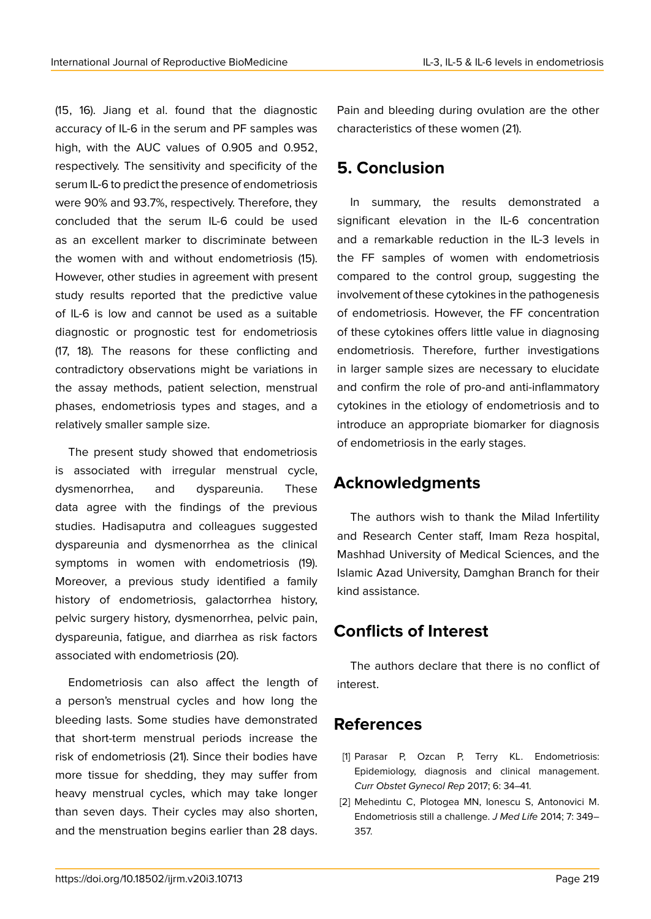(15, 16). Jiang et al. found that the diagnostic accuracy of IL-6 in the serum and PF samples was high, with the AUC values of 0.905 and 0.952, respectively. The sensitivity and specificity of the serum IL-6 to predict the presence of endometriosis were 90% and 93.7%, respectively. Therefore, they concluded that the serum IL-6 could be used as an excellent marker to discriminate between the women with and without endometriosis (15). However, other studies in agreement with present study results reported that the predictive value of IL-6 is low and cannot be used as a suitable diagnostic or prognostic test for endometriosis (17, 18). The reasons for these conflicting and contradictory observations might be variations in the assay methods, patient selection, menstrual phases, endometriosis types and stages, and a relatively smaller sample size.

The present study showed that endometriosis is associated with irregular menstrual cycle, dysmenorrhea, and dyspareunia. These data agree with the findings of the previous studies. Hadisaputra and colleagues suggested dyspareunia and dysmenorrhea as the clinical symptoms in women with endometriosis (19). Moreover, a previous study identified a family history of endometriosis, galactorrhea history, pelvic surgery history, dysmenorrhea, pelvic pain, dyspareunia, fatigue, and diarrhea as risk factors associated with endometriosis (20).

Endometriosis can also affect the length of a person's menstrual cycles and how long the bleeding lasts. Some studies have demonstrated that short-term menstrual periods increase the risk of endometriosis (21). Since their bodies have more tissue for shedding, they may suffer from heavy menstrual cycles, which may take longer than seven days. Their cycles may also shorten, and the menstruation begins earlier than 28 days. Pain and bleeding during ovulation are the other characteristics of these women (21).

## 5. Conclusion

In summary, the results demonstrated a significant elevation in the IL-6 concentration and a remarkable reduction in the IL-3 levels in the FF samples of women with endometriosis compared to the control group, suggesting the involvement of these cytokines in the pathogenesis of endometriosis. However, the FF concentration of these cytokines offers little value in diagnosing endometriosis. Therefore, further investigations in larger sample sizes are necessary to elucidate and confirm the role of pro-and anti-inflammatory cytokines in the etiology of endometriosis and to introduce an appropriate biomarker for diagnosis of endometriosis in the early stages.

## Acknowledgments

The authors wish to thank the Milad Infertility and Research Center staff, Imam Reza hospital, Mashhad University of Medical Sciences, and the Islamic Azad University, Damghan Branch for their kind assistance.

## Conflicts of Interest

The authors declare that there is no conflict of interest.

## References

[1] Parasar P, Ozcan P, Terry KL. Endometriosis: Epidemiology, diagnosis and clinical management. *Curr Obstet Gynecol Rep* 2017; 6: 34–41.

[2] Mehedintu C, Plotogea MN, Ionescu S, Antonovici M. Endometriosis still a challenge. *J Med Life* 2014; 7: 349–357.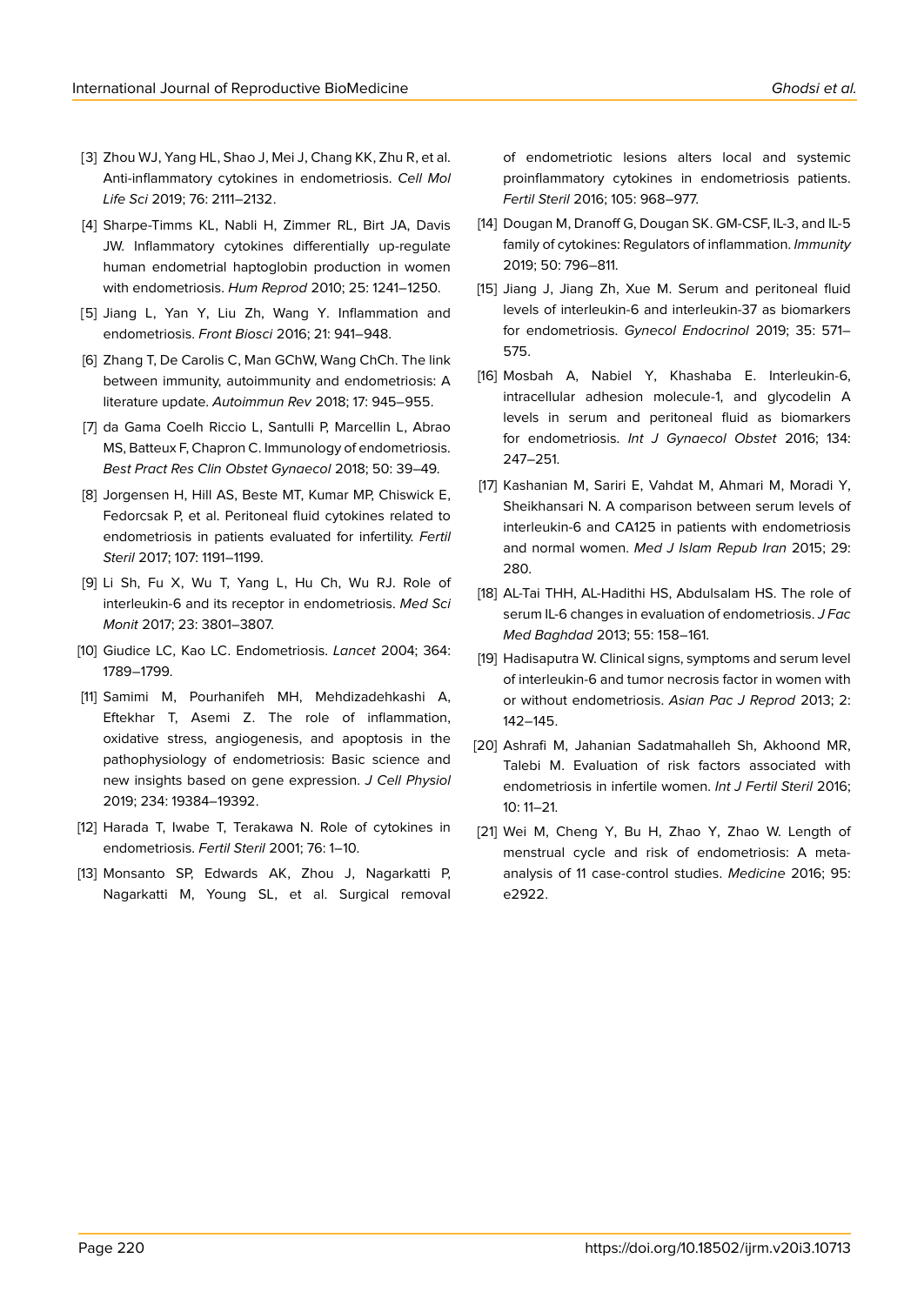[3] Zhou WJ, Yang HL, Shao J, Mei J, Chang KK, Zhu R, et al. Anti-inflammatory cytokines in endometriosis. *Cell Mol Life Sci* 2019; 76: 2111–2132.

[4] Sharpe-Timms KL, Nabli H, Zimmer RL, Birt JA, Davis JW. Inflammatory cytokines differentially up-regulate human endometrial haptoglobin production in women with endometriosis. *Hum Reprod* 2010; 25: 1241–1250.

[5] Jiang L, Yan Y, Liu Zh, Wang Y. Inflammation and endometriosis. *Front Biosci* 2016; 21: 941–948.

[6] Zhang T, De Carolis C, Man GChW, Wang ChCh. The link between immunity, autoimmunity and endometriosis: A literature update. *Autoimmun Rev* 2018; 17: 945–955.

[7] da Gama Coelh Riccio L, Santulli P, Marcellin L, Abrao MS, Batteux F, Chapron C. Immunology of endometriosis. *Best Pract Res Clin Obstet Gynaecol* 2018; 50: 39–49.

[8] Jorgensen H, Hill AS, Beste MT, Kumar MP, Chiswick E, Fedorcsak P, et al. Peritoneal fluid cytokines related to endometriosis in patients evaluated for infertility. *Fertil Steril* 2017; 107: 1191–1199.

[9] Li Sh, Fu X, Wu T, Yang L, Hu Ch, Wu RJ. Role of interleukin-6 and its receptor in endometriosis. *Med Sci Monit* 2017; 23: 3801–3807.

[10] Giudice LC, Kao LC. Endometriosis. *Lancet* 2004; 364: 1789–1799.

[11] Samimi M, Pourhanifeh MH, Mehdizadehkashi A, Eftekhar T, Asemi Z. The role of inflammation, oxidative stress, angiogenesis, and apoptosis in the pathophysiology of endometriosis: Basic science and new insights based on gene expression. *J Cell Physiol* 2019; 234: 19384–19392.

[12] Harada T, Iwabe T, Terakawa N. Role of cytokines in endometriosis. *Fertil Steril* 2001; 76: 1–10.

[13] Monsanto SP, Edwards AK, Zhou J, Nagarkatti P, Nagarkatti M, Young SL, et al. Surgical removal of endometriotic lesions alters local and systemic proinflammatory cytokines in endometriosis patients. *Fertil Steril* 2016; 105: 968–977.

[14] Dougan M, Dranoff G, Dougan SK. GM-CSF, IL-3, and IL-5 family of cytokines: Regulators of inflammation. *Immunity* 2019; 50: 796–811.

[15] Jiang J, Jiang Zh, Xue M. Serum and peritoneal fluid levels of interleukin-6 and interleukin-37 as biomarkers for endometriosis. *Gynecol Endocrinol* 2019; 35: 571–575.

[16] Mosbah A, Nabiel Y, Khashaba E. Interleukin-6, intracellular adhesion molecule-1, and glycodelin A levels in serum and peritoneal fluid as biomarkers for endometriosis. *Int J Gynaecol Obstet* 2016; 134: 247–251.

[17] Kashanian M, Sariri E, Vahdat M, Ahmari M, Moradi Y, Sheikhansari N. A comparison between serum levels of interleukin-6 and CA125 in patients with endometriosis and normal women. *Med J Islam Repub Iran* 2015; 29: 280.

[18] AL-Tai THH, AL-Hadithi HS, Abdulsalam HS. The role of serum IL-6 changes in evaluation of endometriosis. *J Fac Med Baghdad* 2013; 55: 158–161.

[19] Hadisaputra W. Clinical signs, symptoms and serum level of interleukin-6 and tumor necrosis factor in women with or without endometriosis. *Asian Pac J Reprod* 2013; 2: 142–145.

[20] Ashrafi M, Jahanian Sadatmahalleh Sh, Akhoond MR, Talebi M. Evaluation of risk factors associated with endometriosis in infertile women. *Int J Fertil Steril* 2016; 10: 11–21.

[21] Wei M, Cheng Y, Bu H, Zhao Y, Zhao W. Length of menstrual cycle and risk of endometriosis: A meta-analysis of 11 case-control studies. *Medicine* 2016; 95: e2922.